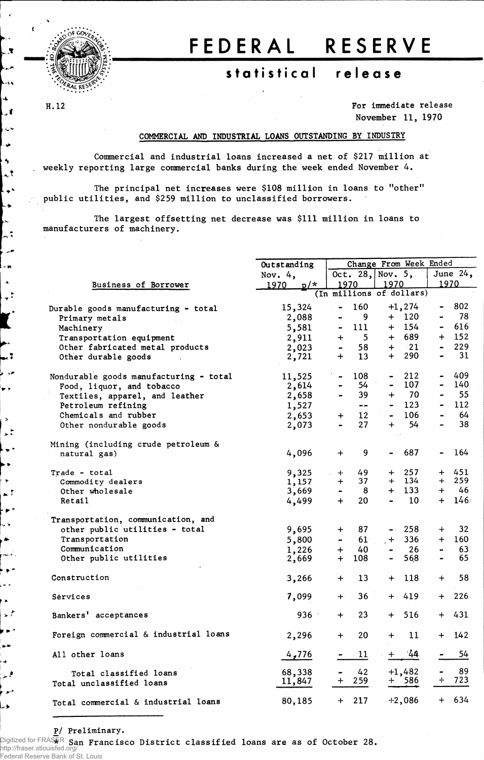# FEDERAL RESERVE

## statistical release

H.12

For immediate release
November 11, 1970

### COMMERCIAL AND INDUSTRIAL LOANS OUTSTANDING BY INDUSTRY

Commercial and industrial loans increased a net of $217 million at weekly reporting large commercial banks during the week ended November 4.

The principal net increases were $108 million in loans to "other" public utilities, and $259 million to unclassified borrowers.

The largest offsetting net decrease was $111 million in loans to manufacturers of machinery.

| Business of Borrower | Outstanding Nov. 4, 1970 p/* | Change From Week Ended Oct. 28, 1970 | Change From Week Ended Nov. 5, 1970 | Change From Week Ended June 24, 1970 |
|---|---|---|---|---|
| | (In millions of dollars) | | | |
| Durable goods manufacturing - total | 15,324 | - 160 | +1,274 | - 802 |
| Primary metals | 2,088 | - 9 | + 120 | - 78 |
| Machinery | 5,581 | - 111 | + 154 | - 616 |
| Transportation equipment | 2,911 | + 5 | + 689 | + 152 |
| Other fabricated metal products | 2,023 | - 58 | + 21 | - 229 |
| Other durable goods | 2,721 | + 13 | + 290 | - 31 |
| Nondurable goods manufacturing - total | 11,525 | - 108 | - 212 | - 409 |
| Food, liquor, and tobacco | 2,614 | - 54 | - 107 | - 140 |
| Textiles, apparel, and leather | 2,658 | - 39 | + 70 | - 55 |
| Petroleum refining | 1,527 | -- | - 123 | - 112 |
| Chemicals and rubber | 2,653 | + 12 | - 106 | - 64 |
| Other nondurable goods | 2,073 | - 27 | + 54 | - 38 |
| Mining (including crude petroleum & natural gas) | 4,096 | + 9 | - 687 | - 164 |
| Trade - total | 9,325 | + 49 | + 257 | + 451 |
| Commodity dealers | 1,157 | + 37 | + 134 | + 259 |
| Other wholesale | 3,669 | - 8 | + 133 | + 46 |
| Retail | 4,499 | + 20 | - 10 | + 146 |
| Transportation, communication, and other public utilities - total | 9,695 | + 87 | - 258 | + 32 |
| Transportation | 5,800 | - 61 | + 336 | + 160 |
| Communication | 1,226 | + 40 | - 26 | - 63 |
| Other public utilities | 2,669 | + 108 | - 568 | - 65 |
| Construction | 3,266 | + 13 | + 118 | + 58 |
| Services | 7,099 | + 36 | + 419 | + 226 |
| Bankers' acceptances | 936 | + 23 | + 516 | + 431 |
| Foreign commercial & industrial loans | 2,296 | + 20 | + 11 | + 142 |
| All other loans | 4,776 | - 11 | + 44 | - 54 |
| Total classified loans | 68,338 | - 42 | +1,482 | - 89 |
| Total unclassified loans | 11,847 | + 259 | + 586 | + 723 |
| Total commercial & industrial loans | 80,185 | + 217 | +2,086 | + 634 |

P/ Preliminary.

* San Francisco District classified loans are as of October 28.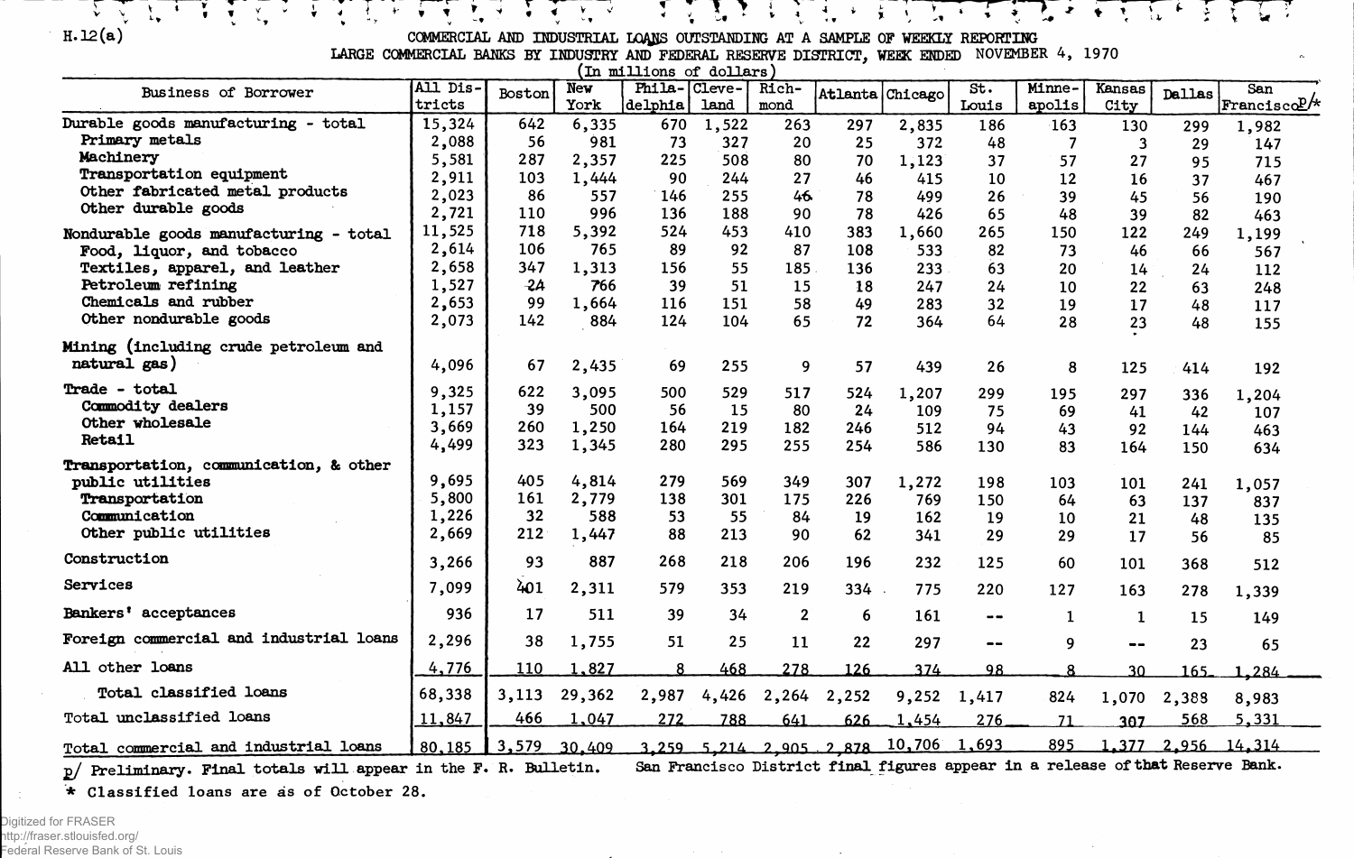H.12(a)

COMMERCIAL AND INDUSTRIAL LOANS OUTSTANDING AT A SAMPLE OF WEEKLY REPORTING LARGE COMMERCIAL BANKS BY INDUSTRY AND FEDERAL RESERVE DISTRICT, WEEK ENDED NOVEMBER 4, 1970

(In millions of dollars)

| Business of Borrower | All Districts | Boston | New York | Philadelphia | Cleveland | Richmond | Atlanta | Chicago | St. Louis | Minneapolis | Kansas City | Dallas | San Francisco p/* |
|---|---|---|---|---|---|---|---|---|---|---|---|---|---|
| Durable goods manufacturing - total | 15,324 | 642 | 6,335 | 670 | 1,522 | 263 | 297 | 2,835 | 186 | 163 | 130 | 299 | 1,982 |
| Primary metals | 2,088 | 56 | 981 | 73 | 327 | 20 | 25 | 372 | 48 | 7 | 3 | 29 | 147 |
| Machinery | 5,581 | 287 | 2,357 | 225 | 508 | 80 | 70 | 1,123 | 37 | 57 | 27 | 95 | 715 |
| Transportation equipment | 2,911 | 103 | 1,444 | 90 | 244 | 27 | 46 | 415 | 10 | 12 | 16 | 37 | 467 |
| Other fabricated metal products | 2,023 | 86 | 557 | 146 | 255 | 46 | 78 | 499 | 26 | 39 | 45 | 56 | 190 |
| Other durable goods | 2,721 | 110 | 996 | 136 | 188 | 90 | 78 | 426 | 65 | 48 | 39 | 82 | 463 |
| Nondurable goods manufacturing - total | 11,525 | 718 | 5,392 | 524 | 453 | 410 | 383 | 1,660 | 265 | 150 | 122 | 249 | 1,199 |
| Food, liquor, and tobacco | 2,614 | 106 | 765 | 89 | 92 | 87 | 108 | 533 | 82 | 73 | 46 | 66 | 567 |
| Textiles, apparel, and leather | 2,658 | 347 | 1,313 | 156 | 55 | 185 | 136 | 233 | 63 | 20 | 14 | 24 | 112 |
| Petroleum refining | 1,527 | 24 | 766 | 39 | 51 | 15 | 18 | 247 | 24 | 10 | 22 | 63 | 248 |
| Chemicals and rubber | 2,653 | 99 | 1,664 | 116 | 151 | 58 | 49 | 283 | 32 | 19 | 17 | 48 | 117 |
| Other nondurable goods | 2,073 | 142 | 884 | 124 | 104 | 65 | 72 | 364 | 64 | 28 | 23 | 48 | 155 |
| Mining (including crude petroleum and natural gas) | 4,096 | 67 | 2,435 | 69 | 255 | 9 | 57 | 439 | 26 | 8 | 125 | 414 | 192 |
| Trade - total | 9,325 | 622 | 3,095 | 500 | 529 | 517 | 524 | 1,207 | 299 | 195 | 297 | 336 | 1,204 |
| Commodity dealers | 1,157 | 39 | 500 | 56 | 15 | 80 | 24 | 109 | 75 | 69 | 41 | 42 | 107 |
| Other wholesale | 3,669 | 260 | 1,250 | 164 | 219 | 182 | 246 | 512 | 94 | 43 | 92 | 144 | 463 |
| Retail | 4,499 | 323 | 1,345 | 280 | 295 | 255 | 254 | 586 | 130 | 83 | 164 | 150 | 634 |
| Transportation, communication, & other public utilities | 9,695 | 405 | 4,814 | 279 | 569 | 349 | 307 | 1,272 | 198 | 103 | 101 | 241 | 1,057 |
| Transportation | 5,800 | 161 | 2,779 | 138 | 301 | 175 | 226 | 769 | 150 | 64 | 63 | 137 | 837 |
| Communication | 1,226 | 32 | 588 | 53 | 55 | 84 | 19 | 162 | 19 | 10 | 21 | 48 | 135 |
| Other public utilities | 2,669 | 212 | 1,447 | 88 | 213 | 90 | 62 | 341 | 29 | 29 | 17 | 56 | 85 |
| Construction | 3,266 | 93 | 887 | 268 | 218 | 206 | 196 | 232 | 125 | 60 | 101 | 368 | 512 |
| Services | 7,099 | 401 | 2,311 | 579 | 353 | 219 | 334 | 775 | 220 | 127 | 163 | 278 | 1,339 |
| Bankers' acceptances | 936 | 17 | 511 | 39 | 34 | 2 | 6 | 161 | -- | 1 | 1 | 15 | 149 |
| Foreign commercial and industrial loans | 2,296 | 38 | 1,755 | 51 | 25 | 11 | 22 | 297 | -- | 9 | -- | 23 | 65 |
| All other loans | 4,776 | 110 | 1,827 | 8 | 468 | 278 | 126 | 374 | 98 | 8 | 30 | 165 | 1,284 |
| Total classified loans | 68,338 | 3,113 | 29,362 | 2,987 | 4,426 | 2,264 | 2,252 | 9,252 | 1,417 | 824 | 1,070 | 2,388 | 8,983 |
| Total unclassified loans | 11,847 | 466 | 1,047 | 272 | 788 | 641 | 626 | 1,454 | 276 | 71 | 307 | 568 | 5,331 |
| Total commercial and industrial loans | 80,185 | 3,579 | 30,409 | 3,259 | 5,214 | 2,905 | 2,878 | 10,706 | 1,693 | 895 | 1,377 | 2,956 | 14,314 |

p/ Preliminary. Final totals will appear in the F. R. Bulletin. San Francisco District final figures appear in a release of that Reserve Bank.

\* Classified loans are as of October 28.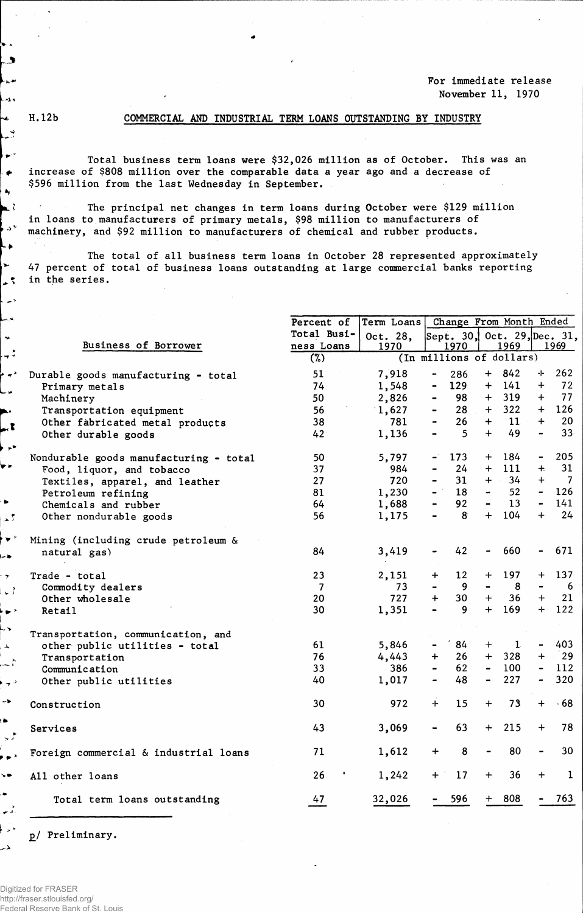For immediate release
November 11, 1970

H.12b

## COMMERCIAL AND INDUSTRIAL TERM LOANS OUTSTANDING BY INDUSTRY

Total business term loans were $32,026 million as of October. This was an increase of $808 million over the comparable data a year ago and a decrease of $596 million from the last Wednesday in September.

The principal net changes in term loans during October were $129 million in loans to manufacturers of primary metals, $98 million to manufacturers of machinery, and $92 million to manufacturers of chemical and rubber products.

The total of all business term loans in October 28 represented approximately 47 percent of total of business loans outstanding at large commercial banks reporting in the series.

| Business of Borrower | Percent of Total Business Loans | Term Loans Oct. 28, 1970 | Change From Month Ended Sept. 30, 1970 | Oct. 29, 1969 | Dec. 31, 1969 |
|---|---|---|---|---|---|
| | (%) | (In millions of dollars) | | | |
| Durable goods manufacturing - total | 51 | 7,918 | - 286 | + 842 | + 262 |
| Primary metals | 74 | 1,548 | - 129 | + 141 | + 72 |
| Machinery | 50 | 2,826 | - 98 | + 319 | + 77 |
| Transportation equipment | 56 | 1,627 | - 28 | + 322 | + 126 |
| Other fabricated metal products | 38 | 781 | - 26 | + 11 | + 20 |
| Other durable goods | 42 | 1,136 | - 5 | + 49 | - 33 |
| Nondurable goods manufacturing - total | 50 | 5,797 | - 173 | + 184 | - 205 |
| Food, liquor, and tobacco | 37 | 984 | - 24 | + 111 | + 31 |
| Textiles, apparel, and leather | 27 | 720 | - 31 | + 34 | + 7 |
| Petroleum refining | 81 | 1,230 | - 18 | - 52 | - 126 |
| Chemicals and rubber | 64 | 1,688 | - 92 | - 13 | - 141 |
| Other nondurable goods | 56 | 1,175 | - 8 | + 104 | + 24 |
| Mining (including crude petroleum & natural gas) | 84 | 3,419 | - 42 | - 660 | - 671 |
| Trade - total | 23 | 2,151 | + 12 | + 197 | + 137 |
| Commodity dealers | 7 | 73 | - 9 | - 8 | - 6 |
| Other wholesale | 20 | 727 | + 30 | + 36 | + 21 |
| Retail | 30 | 1,351 | - 9 | + 169 | + 122 |
| Transportation, communication, and other public utilities - total | 61 | 5,846 | - 84 | + 1 | - 403 |
| Transportation | 76 | 4,443 | + 26 | + 328 | + 29 |
| Communication | 33 | 386 | - 62 | - 100 | - 112 |
| Other public utilities | 40 | 1,017 | - 48 | - 227 | - 320 |
| Construction | 30 | 972 | + 15 | + 73 | + 68 |
| Services | 43 | 3,069 | - 63 | + 215 | + 78 |
| Foreign commercial & industrial loans | 71 | 1,612 | + 8 | - 80 | - 30 |
| All other loans | 26 | 1,242 | + 17 | + 36 | + 1 |
| Total term loans outstanding | 47 | 32,026 | - 596 | + 808 | - 763 |

p/ Preliminary.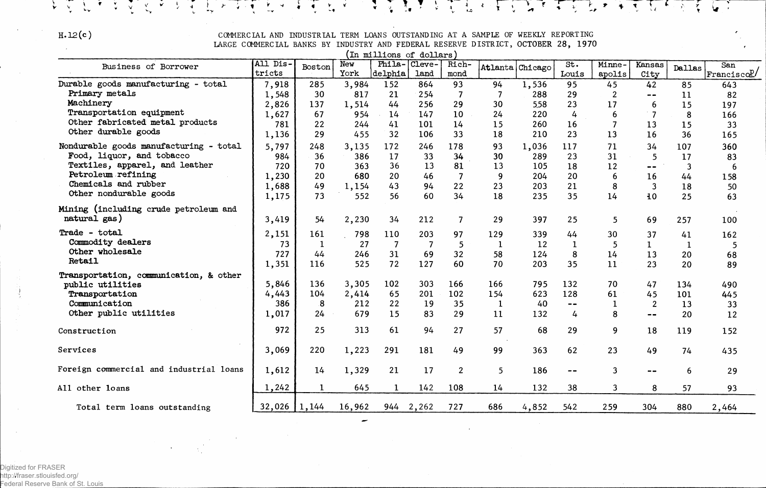H.12(c)

COMMERCIAL AND INDUSTRIAL TERM LOANS OUTSTANDING AT A SAMPLE OF WEEKLY REPORTING LARGE COMMERCIAL BANKS BY INDUSTRY AND FEDERAL RESERVE DISTRICT, OCTOBER 28, 1970

(In millions of dollars)

| Business of Borrower | All Districts | Boston | New York | Philadelphia | Cleveland | Richmond | Atlanta | Chicago | St. Louis | Minneapolis | Kansas City | Dallas | San Francisco p/ |
|---|---|---|---|---|---|---|---|---|---|---|---|---|---|
| Durable goods manufacturing - total | 7,918 | 285 | 3,984 | 152 | 864 | 93 | 94 | 1,536 | 95 | 45 | 42 | 85 | 643 |
| Primary metals | 1,548 | 30 | 817 | 21 | 254 | 7 | 7 | 288 | 29 | 2 | -- | 11 | 82 |
| Machinery | 2,826 | 137 | 1,514 | 44 | 256 | 29 | 30 | 558 | 23 | 17 | 6 | 15 | 197 |
| Transportation equipment | 1,627 | 67 | 954 | 14 | 147 | 10 | 24 | 220 | 4 | 6 | 7 | 8 | 166 |
| Other fabricated metal products | 781 | 22 | 244 | 41 | 101 | 14 | 15 | 260 | 16 | 7 | 13 | 15 | 33 |
| Other durable goods | 1,136 | 29 | 455 | 32 | 106 | 33 | 18 | 210 | 23 | 13 | 16 | 36 | 165 |
| Nondurable goods manufacturing - total | 5,797 | 248 | 3,135 | 172 | 246 | 178 | 93 | 1,036 | 117 | 71 | 34 | 107 | 360 |
| Food, liquor, and tobacco | 984 | 36 | 386 | 17 | 33 | 34 | 30 | 289 | 23 | 31 | 5 | 17 | 83 |
| Textiles, apparel, and leather | 720 | 70 | 363 | 36 | 13 | 81 | 13 | 105 | 18 | 12 | -- | 3 | 6 |
| Petroleum refining | 1,230 | 20 | 680 | 20 | 46 | 7 | 9 | 204 | 20 | 6 | 16 | 44 | 158 |
| Chemicals and rubber | 1,688 | 49 | 1,154 | 43 | 94 | 22 | 23 | 203 | 21 | 8 | 3 | 18 | 50 |
| Other nondurable goods | 1,175 | 73 | 552 | 56 | 60 | 34 | 18 | 235 | 35 | 14 | 10 | 25 | 63 |
| Mining (including crude petroleum and natural gas) | 3,419 | 54 | 2,230 | 34 | 212 | 7 | 29 | 397 | 25 | 5 | 69 | 257 | 100 |
| Trade - total | 2,151 | 161 | 798 | 110 | 203 | 97 | 129 | 339 | 44 | 30 | 37 | 41 | 162 |
| Commodity dealers | 73 | 1 | 27 | 7 | 7 | 5 | 1 | 12 | 1 | 5 | 1 | 1 | 5 |
| Other wholesale | 727 | 44 | 246 | 31 | 69 | 32 | 58 | 124 | 8 | 14 | 13 | 20 | 68 |
| Retail | 1,351 | 116 | 525 | 72 | 127 | 60 | 70 | 203 | 35 | 11 | 23 | 20 | 89 |
| Transportation, communication, & other public utilities | 5,846 | 136 | 3,305 | 102 | 303 | 166 | 166 | 795 | 132 | 70 | 47 | 134 | 490 |
| Transportation | 4,443 | 104 | 2,414 | 65 | 201 | 102 | 154 | 623 | 128 | 61 | 45 | 101 | 445 |
| Communication | 386 | 8 | 212 | 22 | 19 | 35 | 1 | 40 | -- | 1 | 2 | 13 | 33 |
| Other public utilities | 1,017 | 24 | 679 | 15 | 83 | 29 | 11 | 132 | 4 | 8 | -- | 20 | 12 |
| Construction | 972 | 25 | 313 | 61 | 94 | 27 | 57 | 68 | 29 | 9 | 18 | 119 | 152 |
| Services | 3,069 | 220 | 1,223 | 291 | 181 | 49 | 99 | 363 | 62 | 23 | 49 | 74 | 435 |
| Foreign commercial and industrial loans | 1,612 | 14 | 1,329 | 21 | 17 | 2 | 5 | 186 | -- | 3 | -- | 6 | 29 |
| All other loans | 1,242 | 1 | 645 | 1 | 142 | 108 | 14 | 132 | 38 | 3 | 8 | 57 | 93 |
| Total term loans outstanding | 32,026 | 1,144 | 16,962 | 944 | 2,262 | 727 | 686 | 4,852 | 542 | 259 | 304 | 880 | 2,464 |